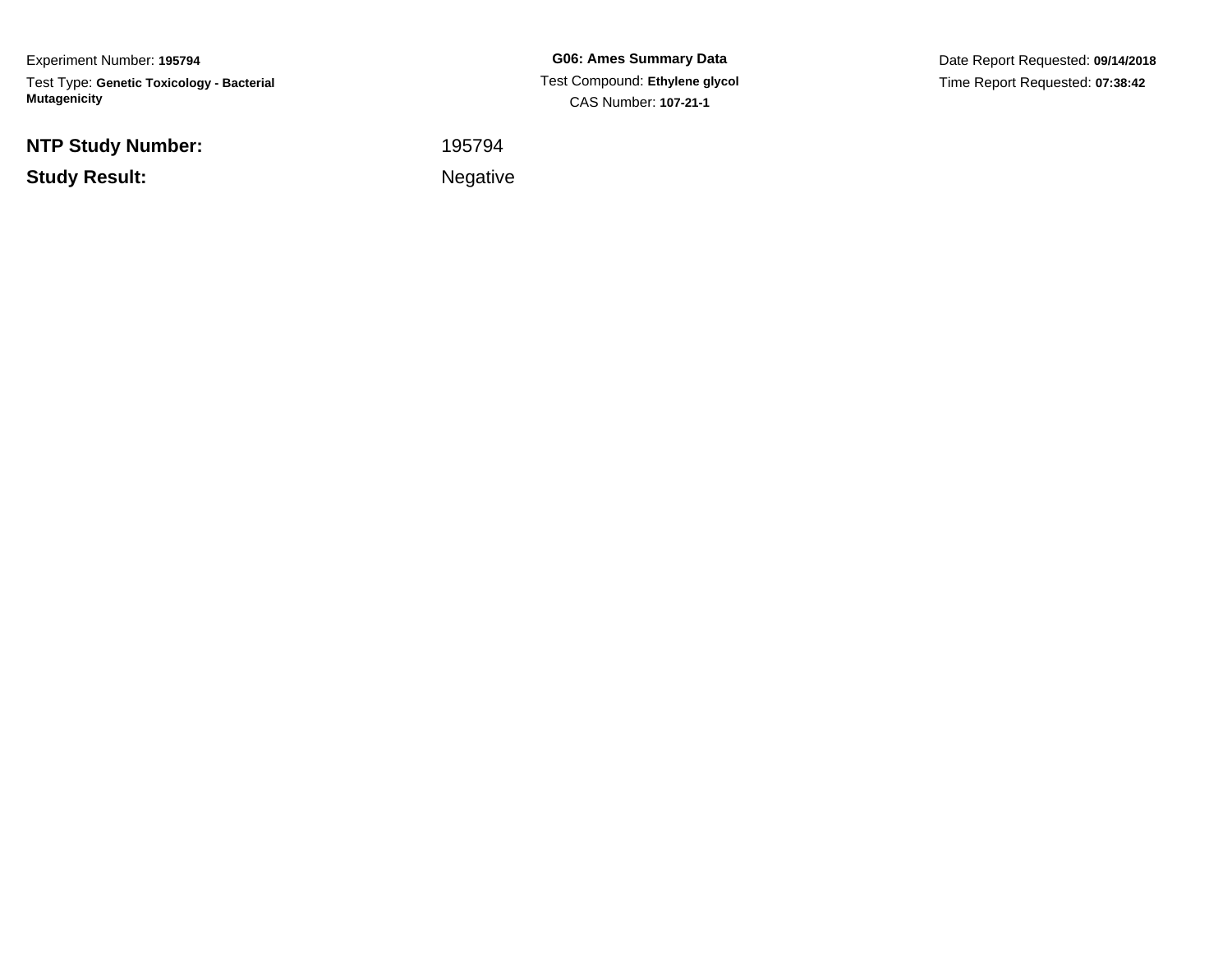Experiment Number: **195794**

Test Type: **Genetic Toxicology - Bacterial Mutagenicity**

**G06: Ames Summary Data**

Test Compound: **Ethylene glycol**

CAS Number: **107-21-1**

Date Report Requested: **09/14/2018**

Time Report Requested: **07:38:42**

**NTP Study Number:** 195794

**Study Result:** Negative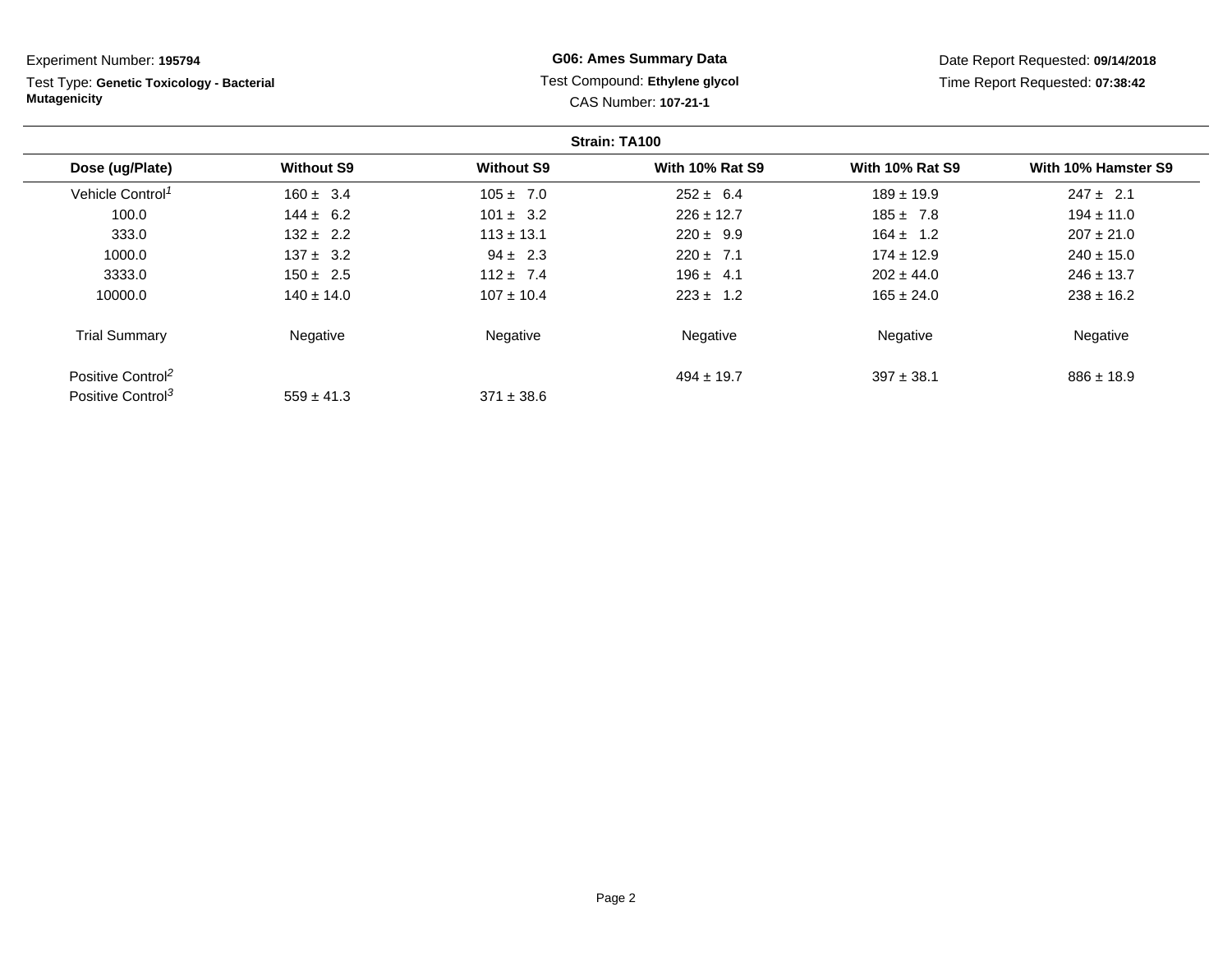Experiment Number: **195794**

Test Type: **Genetic Toxicology - Bacterial Mutagenicity**

**G06: Ames Summary Data**

Test Compound: **Ethylene glycol**

CAS Number: **107-21-1**

Date Report Requested: **09/14/2018**

Time Report Requested: **07:38:42**

**Strain: TA100**

| Dose (ug/Plate) | Without S9 | Without S9 | With 10% Rat S9 | With 10% Rat S9 | With 10% Hamster S9 |
|---|---|---|---|---|---|
| Vehicle Control[1] | 160 ± 3.4 | 105 ± 7.0 | 252 ± 6.4 | 189 ± 19.9 | 247 ± 2.1 |
| 100.0 | 144 ± 6.2 | 101 ± 3.2 | 226 ± 12.7 | 185 ± 7.8 | 194 ± 11.0 |
| 333.0 | 132 ± 2.2 | 113 ± 13.1 | 220 ± 9.9 | 164 ± 1.2 | 207 ± 21.0 |
| 1000.0 | 137 ± 3.2 | 94 ± 2.3 | 220 ± 7.1 | 174 ± 12.9 | 240 ± 15.0 |
| 3333.0 | 150 ± 2.5 | 112 ± 7.4 | 196 ± 4.1 | 202 ± 44.0 | 246 ± 13.7 |
| 10000.0 | 140 ± 14.0 | 107 ± 10.4 | 223 ± 1.2 | 165 ± 24.0 | 238 ± 16.2 |
| Trial Summary | Negative | Negative | Negative | Negative | Negative |
| Positive Control[2] | | | 494 ± 19.7 | 397 ± 38.1 | 886 ± 18.9 |
| Positive Control[3] | 559 ± 41.3 | 371 ± 38.6 | | | |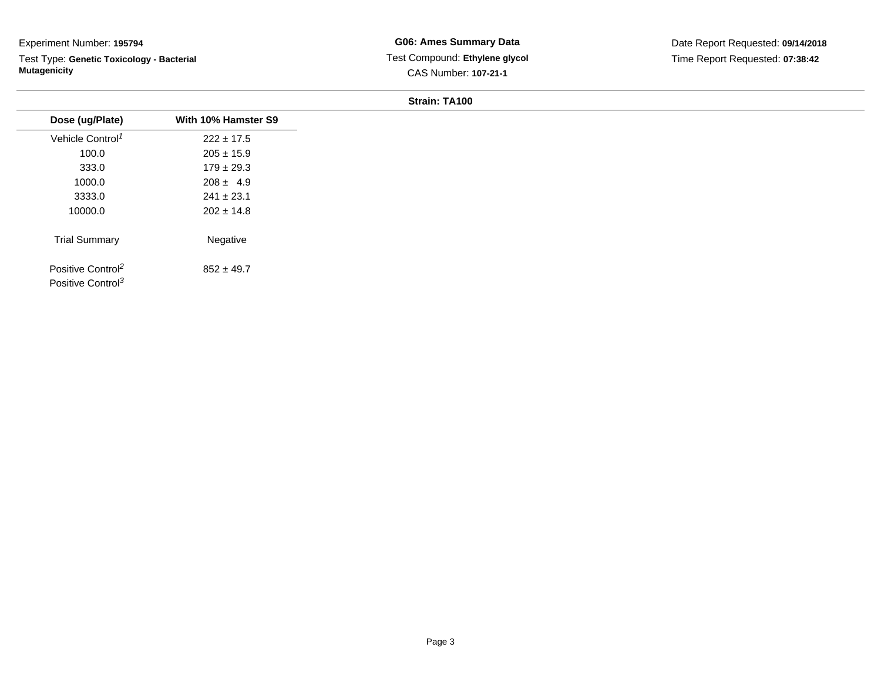Experiment Number: **195794**

Test Type: **Genetic Toxicology - Bacterial Mutagenicity**

**G06: Ames Summary Data**

Test Compound: **Ethylene glycol**

CAS Number: **107-21-1**

Date Report Requested: **09/14/2018**

Time Report Requested: **07:38:42**

**Strain: TA100**

| Dose (ug/Plate) | With 10% Hamster S9 |
|---|---|
| Vehicle Control[1] | 222 ± 17.5 |
| 100.0 | 205 ± 15.9 |
| 333.0 | 179 ± 29.3 |
| 1000.0 | 208 ± 4.9 |
| 3333.0 | 241 ± 23.1 |
| 10000.0 | 202 ± 14.8 |
| Trial Summary | Negative |
| Positive Control[2] | 852 ± 49.7 |
| Positive Control[3] | |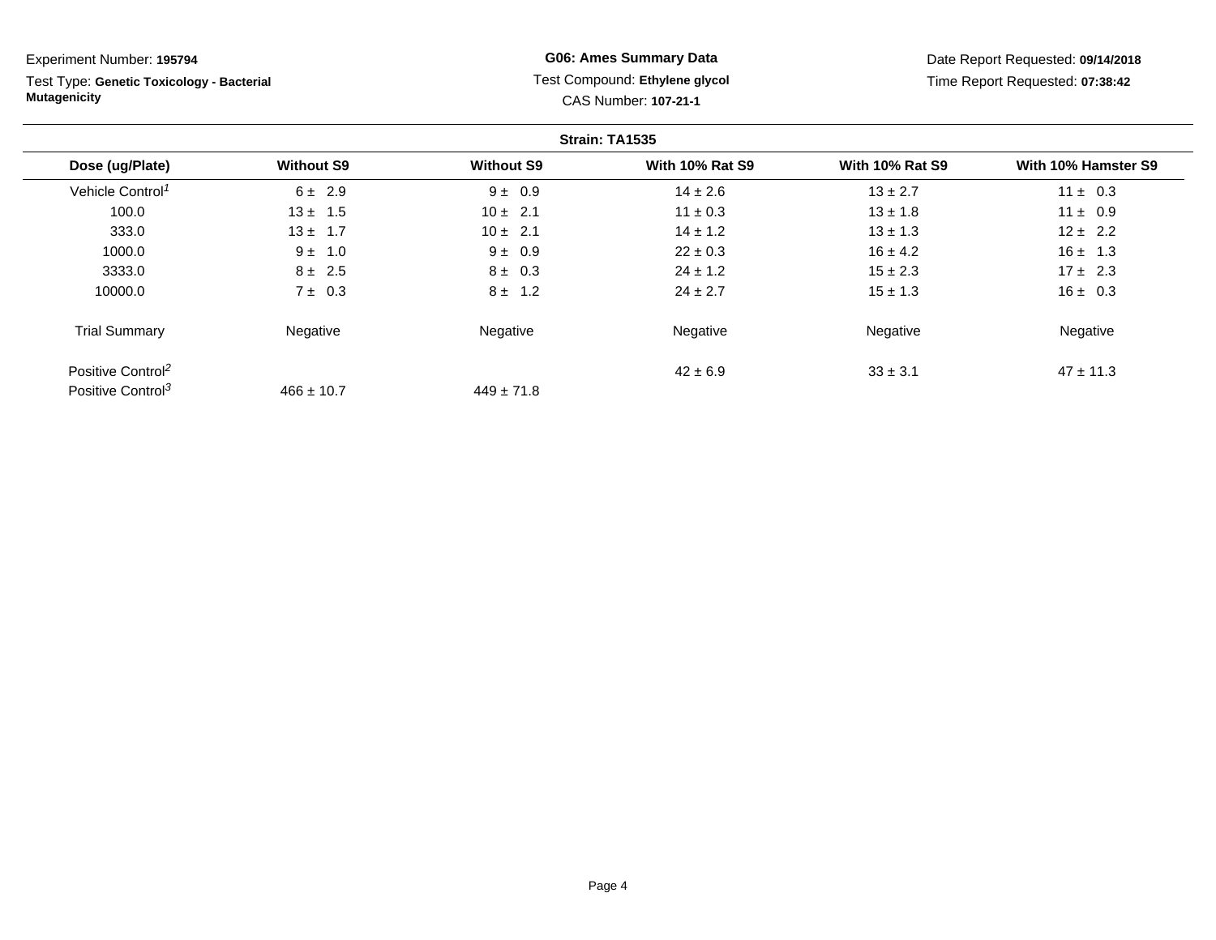Experiment Number: **195794**

Test Type: **Genetic Toxicology - Bacterial Mutagenicity**

**G06: Ames Summary Data**

Test Compound: **Ethylene glycol**

CAS Number: **107-21-1**

Date Report Requested: **09/14/2018**

Time Report Requested: **07:38:42**

**Strain: TA1535**

| Dose (ug/Plate) | Without S9 | Without S9 | With 10% Rat S9 | With 10% Rat S9 | With 10% Hamster S9 |
|---|---|---|---|---|---|
| Vehicle Control[1] | 6 ± 2.9 | 9 ± 0.9 | 14 ± 2.6 | 13 ± 2.7 | 11 ± 0.3 |
| 100.0 | 13 ± 1.5 | 10 ± 2.1 | 11 ± 0.3 | 13 ± 1.8 | 11 ± 0.9 |
| 333.0 | 13 ± 1.7 | 10 ± 2.1 | 14 ± 1.2 | 13 ± 1.3 | 12 ± 2.2 |
| 1000.0 | 9 ± 1.0 | 9 ± 0.9 | 22 ± 0.3 | 16 ± 4.2 | 16 ± 1.3 |
| 3333.0 | 8 ± 2.5 | 8 ± 0.3 | 24 ± 1.2 | 15 ± 2.3 | 17 ± 2.3 |
| 10000.0 | 7 ± 0.3 | 8 ± 1.2 | 24 ± 2.7 | 15 ± 1.3 | 16 ± 0.3 |
| Trial Summary | Negative | Negative | Negative | Negative | Negative |
| Positive Control[2] | | | 42 ± 6.9 | 33 ± 3.1 | 47 ± 11.3 |
| Positive Control[3] | 466 ± 10.7 | 449 ± 71.8 | | | |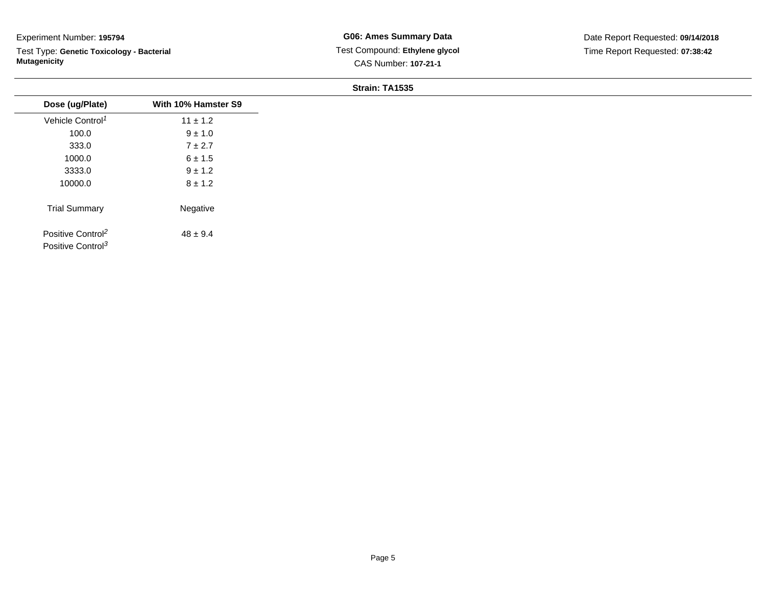Experiment Number: **195794**

Test Type: **Genetic Toxicology - Bacterial Mutagenicity**

**G06: Ames Summary Data**

Test Compound: **Ethylene glycol**

CAS Number: **107-21-1**

Date Report Requested: **09/14/2018**

Time Report Requested: **07:38:42**

**Strain: TA1535**

| Dose (ug/Plate) | With 10% Hamster S9 |
|---|---|
| Vehicle Control[1] | 11 ± 1.2 |
| 100.0 | 9 ± 1.0 |
| 333.0 | 7 ± 2.7 |
| 1000.0 | 6 ± 1.5 |
| 3333.0 | 9 ± 1.2 |
| 10000.0 | 8 ± 1.2 |
| Trial Summary | Negative |
| Positive Control[2] | 48 ± 9.4 |
| Positive Control[3] | |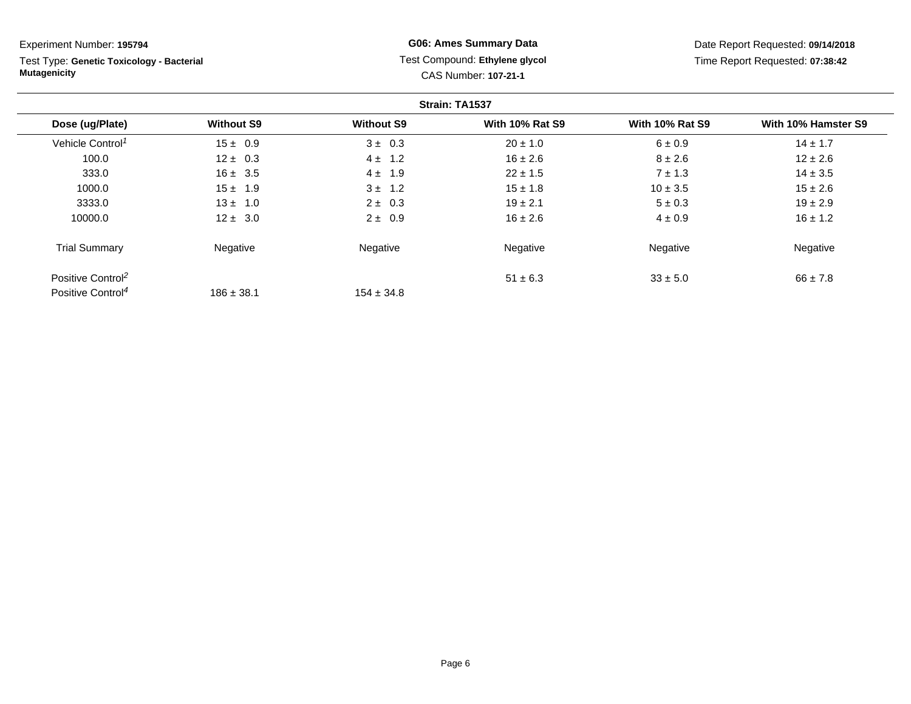Experiment Number: **195794**

Test Type: **Genetic Toxicology - Bacterial Mutagenicity**

**G06: Ames Summary Data**

Test Compound: **Ethylene glycol**

CAS Number: **107-21-1**

Date Report Requested: **09/14/2018**

Time Report Requested: **07:38:42**

**Strain: TA1537**

| Dose (ug/Plate) | Without S9 | Without S9 | With 10% Rat S9 | With 10% Rat S9 | With 10% Hamster S9 |
|---|---|---|---|---|---|
| Vehicle Control[1] | 15 ± 0.9 | 3 ± 0.3 | 20 ± 1.0 | 6 ± 0.9 | 14 ± 1.7 |
| 100.0 | 12 ± 0.3 | 4 ± 1.2 | 16 ± 2.6 | 8 ± 2.6 | 12 ± 2.6 |
| 333.0 | 16 ± 3.5 | 4 ± 1.9 | 22 ± 1.5 | 7 ± 1.3 | 14 ± 3.5 |
| 1000.0 | 15 ± 1.9 | 3 ± 1.2 | 15 ± 1.8 | 10 ± 3.5 | 15 ± 2.6 |
| 3333.0 | 13 ± 1.0 | 2 ± 0.3 | 19 ± 2.1 | 5 ± 0.3 | 19 ± 2.9 |
| 10000.0 | 12 ± 3.0 | 2 ± 0.9 | 16 ± 2.6 | 4 ± 0.9 | 16 ± 1.2 |
| Trial Summary | Negative | Negative | Negative | Negative | Negative |
| Positive Control[2] | | | 51 ± 6.3 | 33 ± 5.0 | 66 ± 7.8 |
| Positive Control[4] | 186 ± 38.1 | 154 ± 34.8 | | | |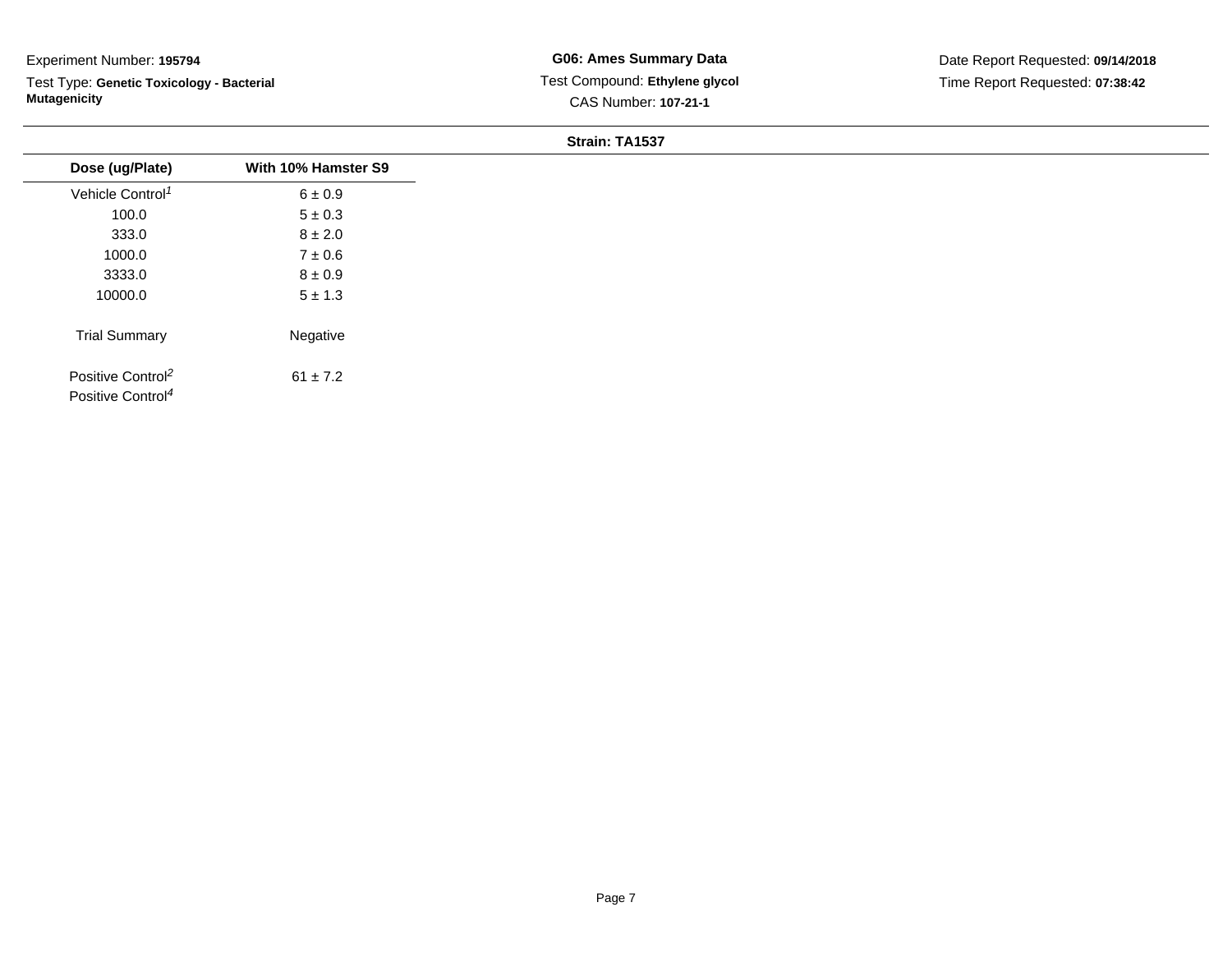Experiment Number: **195794**

Test Type: **Genetic Toxicology - Bacterial Mutagenicity**

**G06: Ames Summary Data**

Test Compound: **Ethylene glycol**

CAS Number: **107-21-1**

Date Report Requested: **09/14/2018**

Time Report Requested: **07:38:42**

**Strain: TA1537**

| Dose (ug/Plate) | With 10% Hamster S9 |
|---|---|
| Vehicle Control[1] | 6 ± 0.9 |
| 100.0 | 5 ± 0.3 |
| 333.0 | 8 ± 2.0 |
| 1000.0 | 7 ± 0.6 |
| 3333.0 | 8 ± 0.9 |
| 10000.0 | 5 ± 1.3 |
| Trial Summary | Negative |
| Positive Control[2] | 61 ± 7.2 |
| Positive Control[4] | |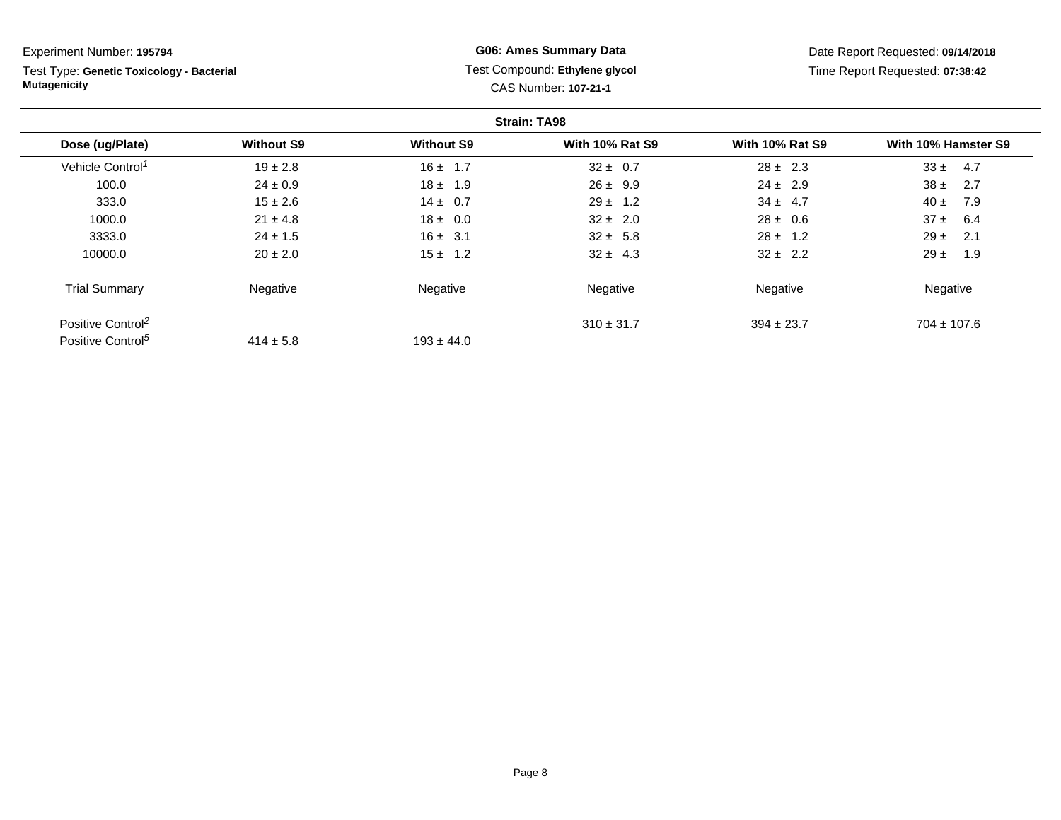Experiment Number: **195794**

Test Type: **Genetic Toxicology - Bacterial Mutagenicity**

**G06: Ames Summary Data**

Test Compound: **Ethylene glycol**

CAS Number: **107-21-1**

Date Report Requested: **09/14/2018**

Time Report Requested: **07:38:42**

**Strain: TA98**

| Dose (ug/Plate) | Without S9 | Without S9 | With 10% Rat S9 | With 10% Rat S9 | With 10% Hamster S9 |
|---|---|---|---|---|---|
| Vehicle Control[1] | 19 ± 2.8 | 16 ± 1.7 | 32 ± 0.7 | 28 ± 2.3 | 33 ± 4.7 |
| 100.0 | 24 ± 0.9 | 18 ± 1.9 | 26 ± 9.9 | 24 ± 2.9 | 38 ± 2.7 |
| 333.0 | 15 ± 2.6 | 14 ± 0.7 | 29 ± 1.2 | 34 ± 4.7 | 40 ± 7.9 |
| 1000.0 | 21 ± 4.8 | 18 ± 0.0 | 32 ± 2.0 | 28 ± 0.6 | 37 ± 6.4 |
| 3333.0 | 24 ± 1.5 | 16 ± 3.1 | 32 ± 5.8 | 28 ± 1.2 | 29 ± 2.1 |
| 10000.0 | 20 ± 2.0 | 15 ± 1.2 | 32 ± 4.3 | 32 ± 2.2 | 29 ± 1.9 |
| Trial Summary | Negative | Negative | Negative | Negative | Negative |
| Positive Control[2] | | | 310 ± 31.7 | 394 ± 23.7 | 704 ± 107.6 |
| Positive Control[5] | 414 ± 5.8 | 193 ± 44.0 | | | |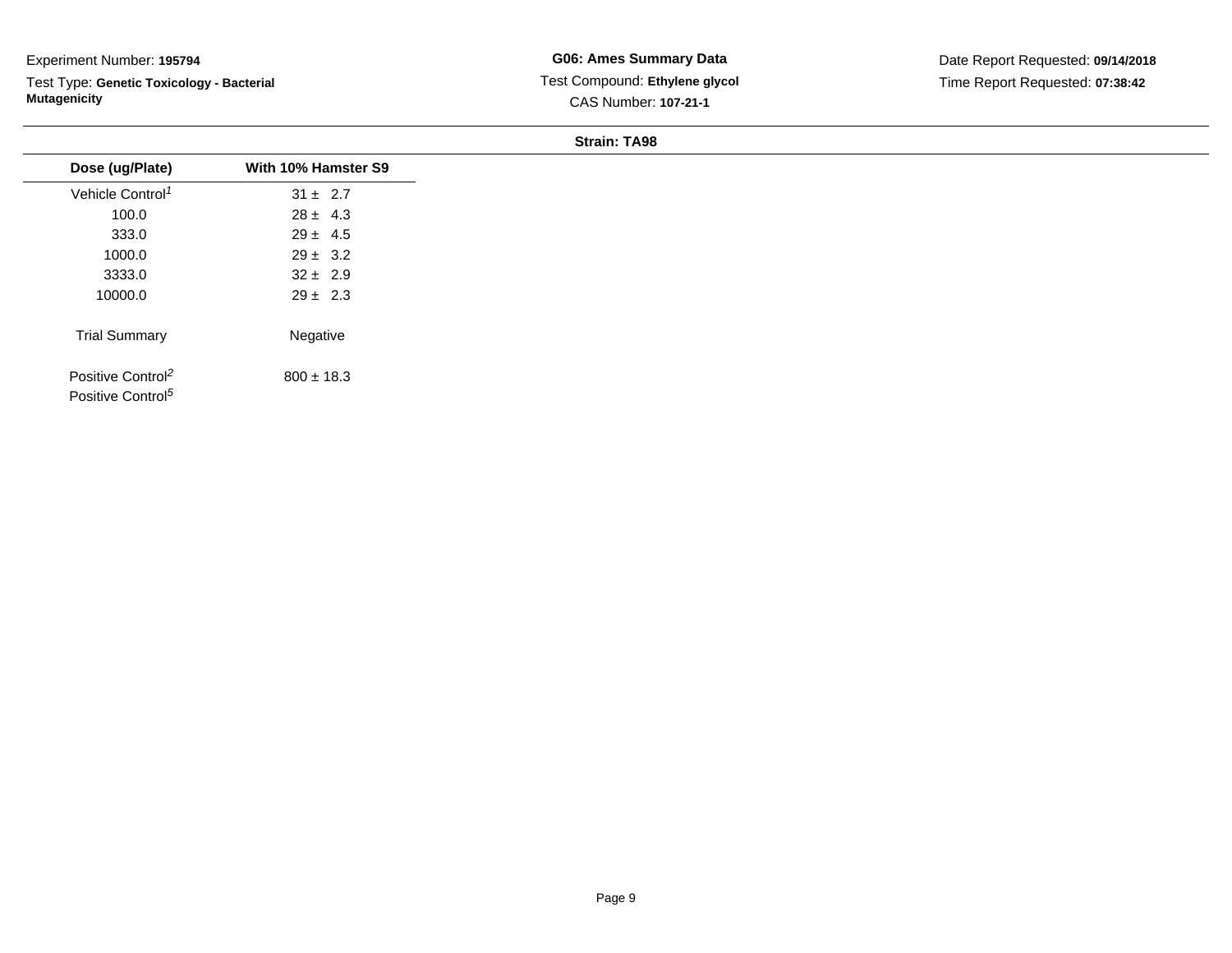Experiment Number: **195794**

Test Type: **Genetic Toxicology - Bacterial Mutagenicity**

**G06: Ames Summary Data**

Test Compound: **Ethylene glycol**

CAS Number: **107-21-1**

Date Report Requested: **09/14/2018**

Time Report Requested: **07:38:42**

**Strain: TA98**

| Dose (ug/Plate) | With 10% Hamster S9 |
|---|---|
| Vehicle Control[1] | 31 ± 2.7 |
| 100.0 | 28 ± 4.3 |
| 333.0 | 29 ± 4.5 |
| 1000.0 | 29 ± 3.2 |
| 3333.0 | 32 ± 2.9 |
| 10000.0 | 29 ± 2.3 |
| Trial Summary | Negative |
| Positive Control[2] | 800 ± 18.3 |
| Positive Control[5] | |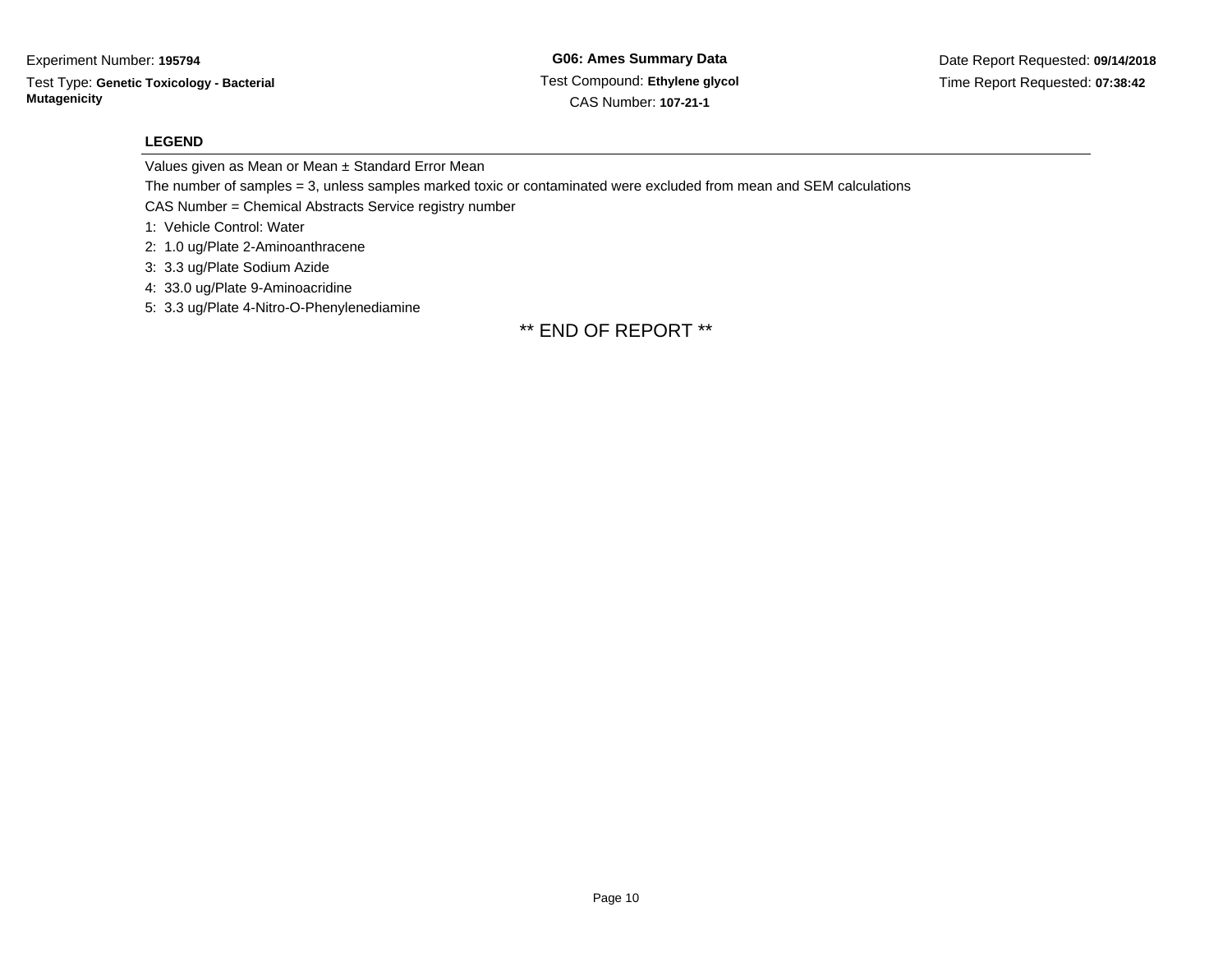**LEGEND**

Values given as Mean or Mean ± Standard Error Mean

The number of samples = 3, unless samples marked toxic or contaminated were excluded from mean and SEM calculations

CAS Number = Chemical Abstracts Service registry number

1: Vehicle Control: Water

2: 1.0 ug/Plate 2-Aminoanthracene

3: 3.3 ug/Plate Sodium Azide

4: 33.0 ug/Plate 9-Aminoacridine

5: 3.3 ug/Plate 4-Nitro-O-Phenylenediamine

** END OF REPORT **